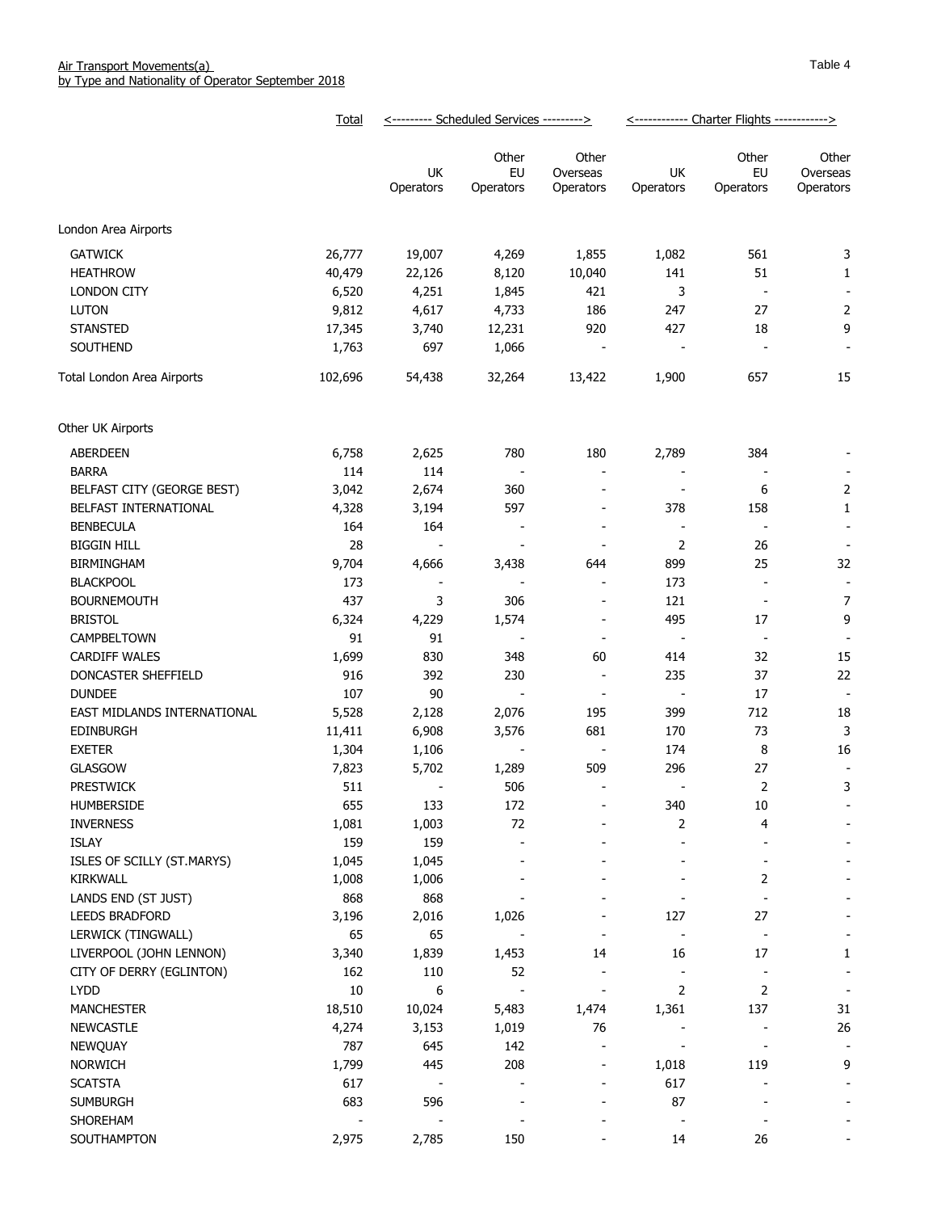Air Transport Movements(a)
by Type and Nationality of Operator September 2018

Table 4

| | Total | Scheduled Services | | | Charter Flights | | |
|---|---|---|---|---|---|---|---|
| | | UK Operators | Other EU Operators | Other Overseas Operators | UK Operators | Other EU Operators | Other Overseas Operators |
| **London Area Airports** | | | | | | | |
| GATWICK | 26,777 | 19,007 | 4,269 | 1,855 | 1,082 | 561 | 3 |
| HEATHROW | 40,479 | 22,126 | 8,120 | 10,040 | 141 | 51 | 1 |
| LONDON CITY | 6,520 | 4,251 | 1,845 | 421 | 3 | - | - |
| LUTON | 9,812 | 4,617 | 4,733 | 186 | 247 | 27 | 2 |
| STANSTED | 17,345 | 3,740 | 12,231 | 920 | 427 | 18 | 9 |
| SOUTHEND | 1,763 | 697 | 1,066 | - | - | - | - |
| Total London Area Airports | 102,696 | 54,438 | 32,264 | 13,422 | 1,900 | 657 | 15 |
| **Other UK Airports** | | | | | | | |
| ABERDEEN | 6,758 | 2,625 | 780 | 180 | 2,789 | 384 | - |
| BARRA | 114 | 114 | - | - | - | - | - |
| BELFAST CITY (GEORGE BEST) | 3,042 | 2,674 | 360 | - | - | 6 | 2 |
| BELFAST INTERNATIONAL | 4,328 | 3,194 | 597 | - | 378 | 158 | 1 |
| BENBECULA | 164 | 164 | - | - | - | - | - |
| BIGGIN HILL | 28 | - | - | - | 2 | 26 | - |
| BIRMINGHAM | 9,704 | 4,666 | 3,438 | 644 | 899 | 25 | 32 |
| BLACKPOOL | 173 | - | - | - | 173 | - | - |
| BOURNEMOUTH | 437 | 3 | 306 | - | 121 | - | 7 |
| BRISTOL | 6,324 | 4,229 | 1,574 | - | 495 | 17 | 9 |
| CAMPBELTOWN | 91 | 91 | - | - | - | - | - |
| CARDIFF WALES | 1,699 | 830 | 348 | 60 | 414 | 32 | 15 |
| DONCASTER SHEFFIELD | 916 | 392 | 230 | - | 235 | 37 | 22 |
| DUNDEE | 107 | 90 | - | - | - | 17 | - |
| EAST MIDLANDS INTERNATIONAL | 5,528 | 2,128 | 2,076 | 195 | 399 | 712 | 18 |
| EDINBURGH | 11,411 | 6,908 | 3,576 | 681 | 170 | 73 | 3 |
| EXETER | 1,304 | 1,106 | - | - | 174 | 8 | 16 |
| GLASGOW | 7,823 | 5,702 | 1,289 | 509 | 296 | 27 | - |
| PRESTWICK | 511 | - | 506 | - | - | 2 | 3 |
| HUMBERSIDE | 655 | 133 | 172 | - | 340 | 10 | - |
| INVERNESS | 1,081 | 1,003 | 72 | - | 2 | 4 | - |
| ISLAY | 159 | 159 | - | - | - | - | - |
| ISLES OF SCILLY (ST.MARYS) | 1,045 | 1,045 | - | - | - | - | - |
| KIRKWALL | 1,008 | 1,006 | - | - | - | 2 | - |
| LANDS END (ST JUST) | 868 | 868 | - | - | - | - | - |
| LEEDS BRADFORD | 3,196 | 2,016 | 1,026 | - | 127 | 27 | - |
| LERWICK (TINGWALL) | 65 | 65 | - | - | - | - | - |
| LIVERPOOL (JOHN LENNON) | 3,340 | 1,839 | 1,453 | 14 | 16 | 17 | 1 |
| CITY OF DERRY (EGLINTON) | 162 | 110 | 52 | - | - | - | - |
| LYDD | 10 | 6 | - | - | 2 | 2 | - |
| MANCHESTER | 18,510 | 10,024 | 5,483 | 1,474 | 1,361 | 137 | 31 |
| NEWCASTLE | 4,274 | 3,153 | 1,019 | 76 | - | - | 26 |
| NEWQUAY | 787 | 645 | 142 | - | - | - | - |
| NORWICH | 1,799 | 445 | 208 | - | 1,018 | 119 | 9 |
| SCATSTA | 617 | - | - | - | 617 | - | - |
| SUMBURGH | 683 | 596 | - | - | 87 | - | - |
| SHOREHAM | - | - | - | - | - | - | - |
| SOUTHAMPTON | 2,975 | 2,785 | 150 | - | 14 | 26 | - |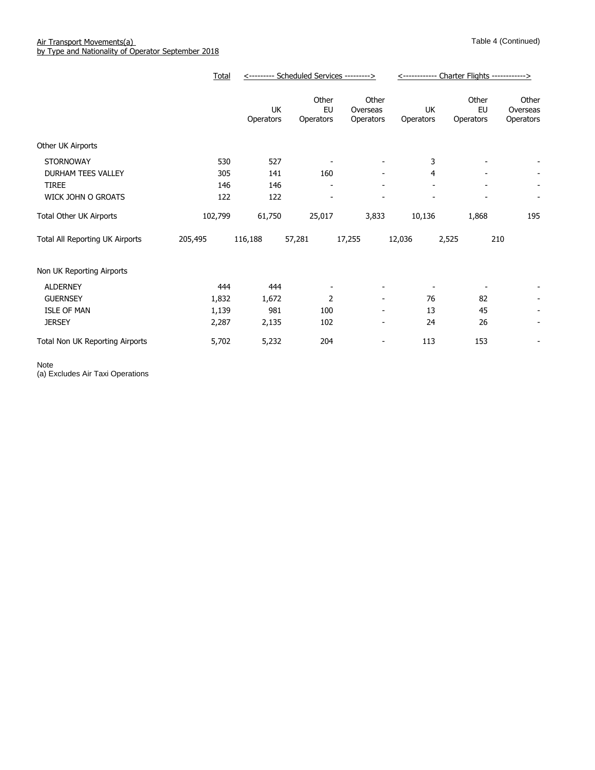Air Transport Movements(a)
by Type and Nationality of Operator September 2018

Table 4 (Continued)

| | Total | Scheduled Services | | | Charter Flights | | |
|---|---|---|---|---|---|---|---|
| | | UK Operators | Other EU Operators | Other Overseas Operators | UK Operators | Other EU Operators | Other Overseas Operators |
| Other UK Airports | | | | | | | |
| STORNOWAY | 530 | 527 | - | - | 3 | - | - |
| DURHAM TEES VALLEY | 305 | 141 | 160 | - | 4 | - | - |
| TIREE | 146 | 146 | - | - | - | - | - |
| WICK JOHN O GROATS | 122 | 122 | - | - | - | - | - |
| Total Other UK Airports | 102,799 | 61,750 | 25,017 | 3,833 | 10,136 | 1,868 | 195 |
| Total All Reporting UK Airports | 205,495 | 116,188 | 57,281 | 17,255 | 12,036 | 2,525 | 210 |
| Non UK Reporting Airports | | | | | | | |
| ALDERNEY | 444 | 444 | - | - | - | - | - |
| GUERNSEY | 1,832 | 1,672 | 2 | - | 76 | 82 | - |
| ISLE OF MAN | 1,139 | 981 | 100 | - | 13 | 45 | - |
| JERSEY | 2,287 | 2,135 | 102 | - | 24 | 26 | - |
| Total Non UK Reporting Airports | 5,702 | 5,232 | 204 | - | 113 | 153 | - |

Note
(a) Excludes Air Taxi Operations